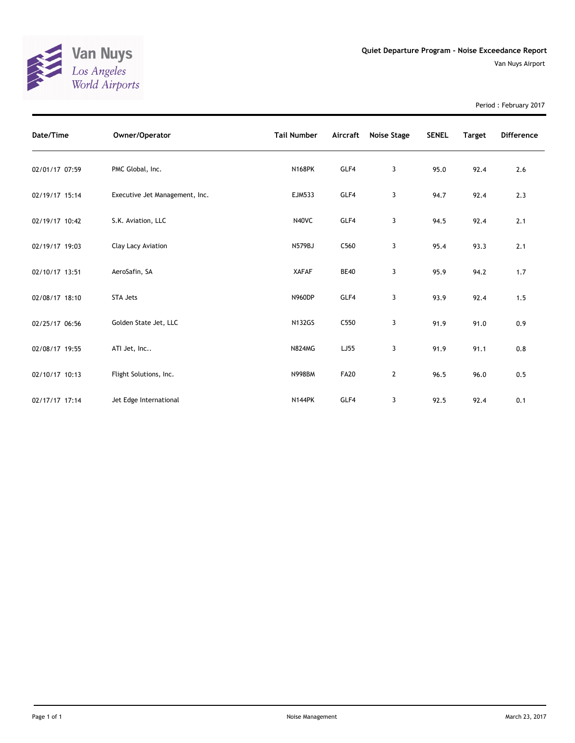# Quiet Departure Program - Noise Exceedance Report

Van Nuys Airport

Period : February 2017

| Date/Time | Owner/Operator | Tail Number | Aircraft | Noise Stage | SENEL | Target | Difference |
|---|---|---|---|---|---|---|---|
| 02/01/17 07:59 | PMC Global, Inc. | N168PK | GLF4 | 3 | 95.0 | 92.4 | 2.6 |
| 02/19/17 15:14 | Executive Jet Management, Inc. | EJM533 | GLF4 | 3 | 94.7 | 92.4 | 2.3 |
| 02/19/17 10:42 | S.K. Aviation, LLC | N40VC | GLF4 | 3 | 94.5 | 92.4 | 2.1 |
| 02/19/17 19:03 | Clay Lacy Aviation | N579BJ | C560 | 3 | 95.4 | 93.3 | 2.1 |
| 02/10/17 13:51 | AeroSafin, SA | XAFAF | BE40 | 3 | 95.9 | 94.2 | 1.7 |
| 02/08/17 18:10 | STA Jets | N960DP | GLF4 | 3 | 93.9 | 92.4 | 1.5 |
| 02/25/17 06:56 | Golden State Jet, LLC | N132GS | C550 | 3 | 91.9 | 91.0 | 0.9 |
| 02/08/17 19:55 | ATI Jet, Inc.. | N824MG | LJ55 | 3 | 91.9 | 91.1 | 0.8 |
| 02/10/17 10:13 | Flight Solutions, Inc. | N998BM | FA20 | 2 | 96.5 | 96.0 | 0.5 |
| 02/17/17 17:14 | Jet Edge International | N144PK | GLF4 | 3 | 92.5 | 92.4 | 0.1 |

Noise Management

March 23, 2017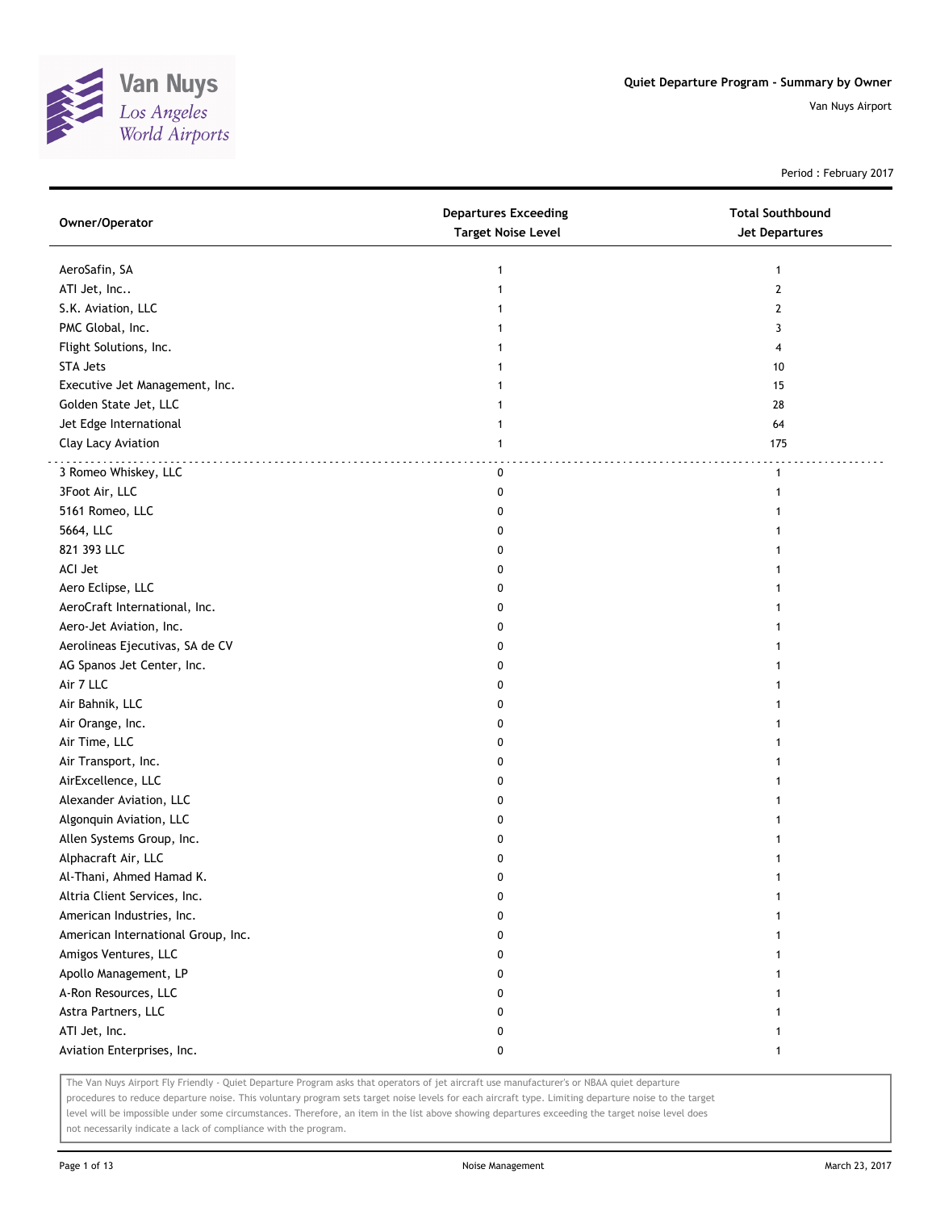Van Nuys
Los Angeles
World Airports

**Quiet Departure Program - Summary by Owner**

Van Nuys Airport

Period : February 2017

| Owner/Operator | Departures Exceeding Target Noise Level | Total Southbound Jet Departures |
|---|---|---|
| AeroSafin, SA | 1 | 1 |
| ATI Jet, Inc.. | 1 | 2 |
| S.K. Aviation, LLC | 1 | 2 |
| PMC Global, Inc. | 1 | 3 |
| Flight Solutions, Inc. | 1 | 4 |
| STA Jets | 1 | 10 |
| Executive Jet Management, Inc. | 1 | 15 |
| Golden State Jet, LLC | 1 | 28 |
| Jet Edge International | 1 | 64 |
| Clay Lacy Aviation | 1 | 175 |
| 3 Romeo Whiskey, LLC | 0 | 1 |
| 3Foot Air, LLC | 0 | 1 |
| 5161 Romeo, LLC | 0 | 1 |
| 5664, LLC | 0 | 1 |
| 821 393 LLC | 0 | 1 |
| ACI Jet | 0 | 1 |
| Aero Eclipse, LLC | 0 | 1 |
| AeroCraft International, Inc. | 0 | 1 |
| Aero-Jet Aviation, Inc. | 0 | 1 |
| Aerolineas Ejecutivas, SA de CV | 0 | 1 |
| AG Spanos Jet Center, Inc. | 0 | 1 |
| Air 7 LLC | 0 | 1 |
| Air Bahnik, LLC | 0 | 1 |
| Air Orange, Inc. | 0 | 1 |
| Air Time, LLC | 0 | 1 |
| Air Transport, Inc. | 0 | 1 |
| AirExcellence, LLC | 0 | 1 |
| Alexander Aviation, LLC | 0 | 1 |
| Algonquin Aviation, LLC | 0 | 1 |
| Allen Systems Group, Inc. | 0 | 1 |
| Alphacraft Air, LLC | 0 | 1 |
| Al-Thani, Ahmed Hamad K. | 0 | 1 |
| Altria Client Services, Inc. | 0 | 1 |
| American Industries, Inc. | 0 | 1 |
| American International Group, Inc. | 0 | 1 |
| Amigos Ventures, LLC | 0 | 1 |
| Apollo Management, LP | 0 | 1 |
| A-Ron Resources, LLC | 0 | 1 |
| Astra Partners, LLC | 0 | 1 |
| ATI Jet, Inc. | 0 | 1 |
| Aviation Enterprises, Inc. | 0 | 1 |

The Van Nuys Airport Fly Friendly - Quiet Departure Program asks that operators of jet aircraft use manufacturer's or NBAA quiet departure procedures to reduce departure noise. This voluntary program sets target noise levels for each aircraft type. Limiting departure noise to the target level will be impossible under some circumstances. Therefore, an item in the list above showing departures exceeding the target noise level does not necessarily indicate a lack of compliance with the program.

Noise Management

March 23, 2017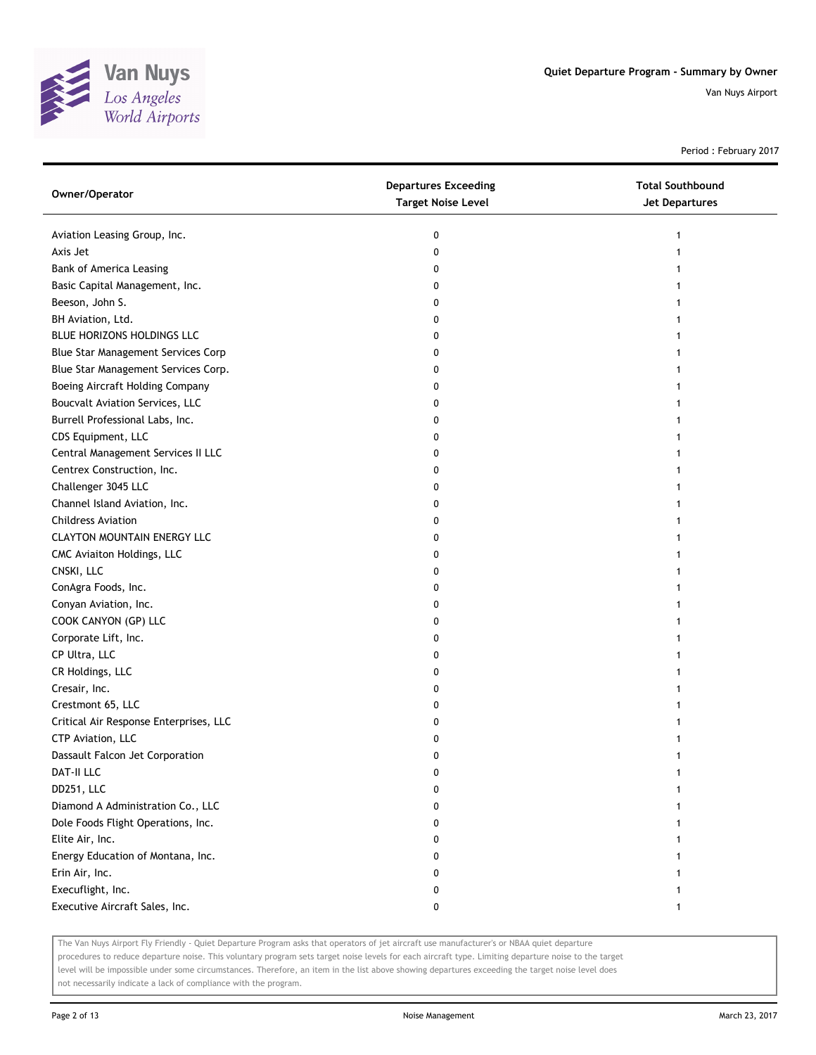# Quiet Departure Program - Summary by Owner

Van Nuys Airport

Period : February 2017

| Owner/Operator | Departures Exceeding Target Noise Level | Total Southbound Jet Departures |
| --- | --- | --- |
| Aviation Leasing Group, Inc. | 0 | 1 |
| Axis Jet | 0 | 1 |
| Bank of America Leasing | 0 | 1 |
| Basic Capital Management, Inc. | 0 | 1 |
| Beeson, John S. | 0 | 1 |
| BH Aviation, Ltd. | 0 | 1 |
| BLUE HORIZONS HOLDINGS LLC | 0 | 1 |
| Blue Star Management Services Corp | 0 | 1 |
| Blue Star Management Services Corp. | 0 | 1 |
| Boeing Aircraft Holding Company | 0 | 1 |
| Boucvalt Aviation Services, LLC | 0 | 1 |
| Burrell Professional Labs, Inc. | 0 | 1 |
| CDS Equipment, LLC | 0 | 1 |
| Central Management Services II LLC | 0 | 1 |
| Centrex Construction, Inc. | 0 | 1 |
| Challenger 3045 LLC | 0 | 1 |
| Channel Island Aviation, Inc. | 0 | 1 |
| Childress Aviation | 0 | 1 |
| CLAYTON MOUNTAIN ENERGY LLC | 0 | 1 |
| CMC Aviaiton Holdings, LLC | 0 | 1 |
| CNSKI, LLC | 0 | 1 |
| ConAgra Foods, Inc. | 0 | 1 |
| Conyan Aviation, Inc. | 0 | 1 |
| COOK CANYON (GP) LLC | 0 | 1 |
| Corporate Lift, Inc. | 0 | 1 |
| CP Ultra, LLC | 0 | 1 |
| CR Holdings, LLC | 0 | 1 |
| Cresair, Inc. | 0 | 1 |
| Crestmont 65, LLC | 0 | 1 |
| Critical Air Response Enterprises, LLC | 0 | 1 |
| CTP Aviation, LLC | 0 | 1 |
| Dassault Falcon Jet Corporation | 0 | 1 |
| DAT-II LLC | 0 | 1 |
| DD251, LLC | 0 | 1 |
| Diamond A Administration Co., LLC | 0 | 1 |
| Dole Foods Flight Operations, Inc. | 0 | 1 |
| Elite Air, Inc. | 0 | 1 |
| Energy Education of Montana, Inc. | 0 | 1 |
| Erin Air, Inc. | 0 | 1 |
| Execuflight, Inc. | 0 | 1 |
| Executive Aircraft Sales, Inc. | 0 | 1 |

The Van Nuys Airport Fly Friendly - Quiet Departure Program asks that operators of jet aircraft use manufacturer's or NBAA quiet departure procedures to reduce departure noise. This voluntary program sets target noise levels for each aircraft type. Limiting departure noise to the target level will be impossible under some circumstances. Therefore, an item in the list above showing departures exceeding the target noise level does not necessarily indicate a lack of compliance with the program.

Noise Management

March 23, 2017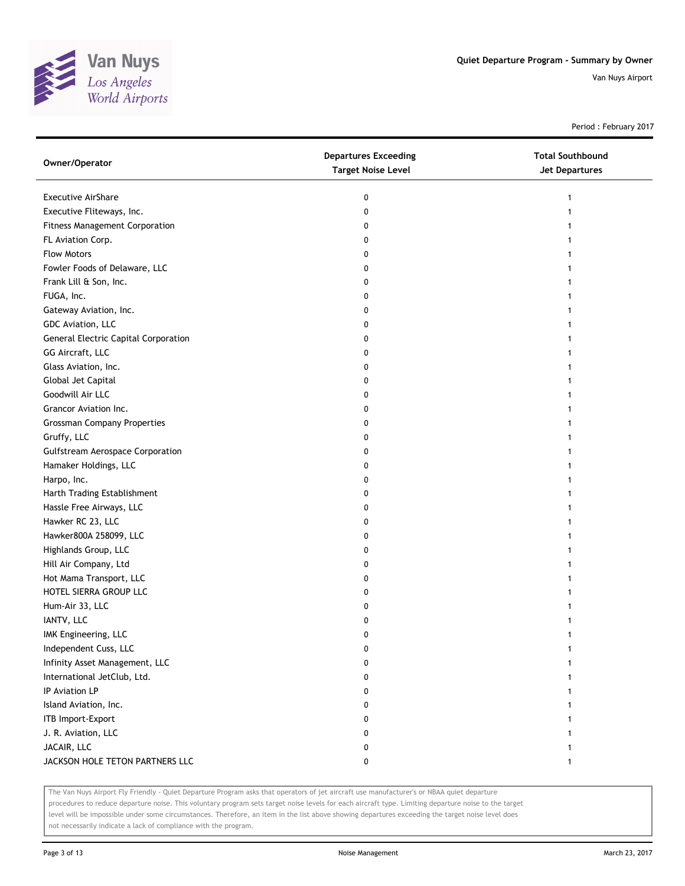Period : February 2017

| Owner/Operator | Departures Exceeding Target Noise Level | Total Southbound Jet Departures |
|---|---|---|
| Executive AirShare | 0 | 1 |
| Executive Fliteways, Inc. | 0 | 1 |
| Fitness Management Corporation | 0 | 1 |
| FL Aviation Corp. | 0 | 1 |
| Flow Motors | 0 | 1 |
| Fowler Foods of Delaware, LLC | 0 | 1 |
| Frank Lill & Son, Inc. | 0 | 1 |
| FUGA, Inc. | 0 | 1 |
| Gateway Aviation, Inc. | 0 | 1 |
| GDC Aviation, LLC | 0 | 1 |
| General Electric Capital Corporation | 0 | 1 |
| GG Aircraft, LLC | 0 | 1 |
| Glass Aviation, Inc. | 0 | 1 |
| Global Jet Capital | 0 | 1 |
| Goodwill Air LLC | 0 | 1 |
| Grancor Aviation Inc. | 0 | 1 |
| Grossman Company Properties | 0 | 1 |
| Gruffy, LLC | 0 | 1 |
| Gulfstream Aerospace Corporation | 0 | 1 |
| Hamaker Holdings, LLC | 0 | 1 |
| Harpo, Inc. | 0 | 1 |
| Harth Trading Establishment | 0 | 1 |
| Hassle Free Airways, LLC | 0 | 1 |
| Hawker RC 23, LLC | 0 | 1 |
| Hawker800A 258099, LLC | 0 | 1 |
| Highlands Group, LLC | 0 | 1 |
| Hill Air Company, Ltd | 0 | 1 |
| Hot Mama Transport, LLC | 0 | 1 |
| HOTEL SIERRA GROUP LLC | 0 | 1 |
| Hum-Air 33, LLC | 0 | 1 |
| IANTV, LLC | 0 | 1 |
| IMK Engineering, LLC | 0 | 1 |
| Independent Cuss, LLC | 0 | 1 |
| Infinity Asset Management, LLC | 0 | 1 |
| International JetClub, Ltd. | 0 | 1 |
| IP Aviation LP | 0 | 1 |
| Island Aviation, Inc. | 0 | 1 |
| ITB Import-Export | 0 | 1 |
| J. R. Aviation, LLC | 0 | 1 |
| JACAIR, LLC | 0 | 1 |
| JACKSON HOLE TETON PARTNERS LLC | 0 | 1 |

The Van Nuys Airport Fly Friendly - Quiet Departure Program asks that operators of jet aircraft use manufacturer's or NBAA quiet departure procedures to reduce departure noise. This voluntary program sets target noise levels for each aircraft type. Limiting departure noise to the target level will be impossible under some circumstances. Therefore, an item in the list above showing departures exceeding the target noise level does not necessarily indicate a lack of compliance with the program.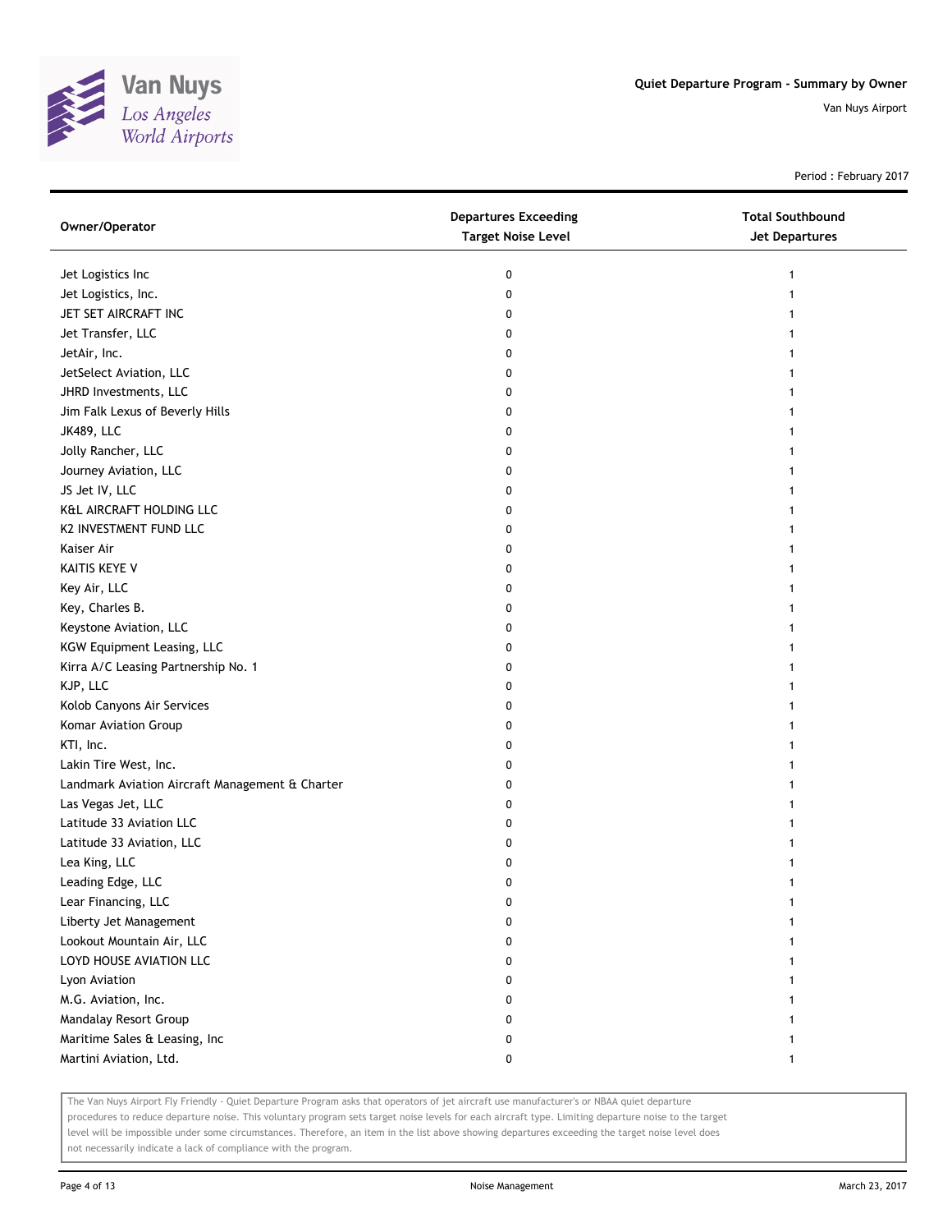Quiet Departure Program - Summary by Owner

Van Nuys Airport

Period : February 2017

| Owner/Operator | Departures Exceeding Target Noise Level | Total Southbound Jet Departures |
|---|---|---|
| Jet Logistics Inc | 0 | 1 |
| Jet Logistics, Inc. | 0 | 1 |
| JET SET AIRCRAFT INC | 0 | 1 |
| Jet Transfer, LLC | 0 | 1 |
| JetAir, Inc. | 0 | 1 |
| JetSelect Aviation, LLC | 0 | 1 |
| JHRD Investments, LLC | 0 | 1 |
| Jim Falk Lexus of Beverly Hills | 0 | 1 |
| JK489, LLC | 0 | 1 |
| Jolly Rancher, LLC | 0 | 1 |
| Journey Aviation, LLC | 0 | 1 |
| JS Jet IV, LLC | 0 | 1 |
| K&L AIRCRAFT HOLDING LLC | 0 | 1 |
| K2 INVESTMENT FUND LLC | 0 | 1 |
| Kaiser Air | 0 | 1 |
| KAITIS KEYE V | 0 | 1 |
| Key Air, LLC | 0 | 1 |
| Key, Charles B. | 0 | 1 |
| Keystone Aviation, LLC | 0 | 1 |
| KGW Equipment Leasing, LLC | 0 | 1 |
| Kirra A/C Leasing Partnership No. 1 | 0 | 1 |
| KJP, LLC | 0 | 1 |
| Kolob Canyons Air Services | 0 | 1 |
| Komar Aviation Group | 0 | 1 |
| KTI, Inc. | 0 | 1 |
| Lakin Tire West, Inc. | 0 | 1 |
| Landmark Aviation Aircraft Management & Charter | 0 | 1 |
| Las Vegas Jet, LLC | 0 | 1 |
| Latitude 33 Aviation LLC | 0 | 1 |
| Latitude 33 Aviation, LLC | 0 | 1 |
| Lea King, LLC | 0 | 1 |
| Leading Edge, LLC | 0 | 1 |
| Lear Financing, LLC | 0 | 1 |
| Liberty Jet Management | 0 | 1 |
| Lookout Mountain Air, LLC | 0 | 1 |
| LOYD HOUSE AVIATION LLC | 0 | 1 |
| Lyon Aviation | 0 | 1 |
| M.G. Aviation, Inc. | 0 | 1 |
| Mandalay Resort Group | 0 | 1 |
| Maritime Sales & Leasing, Inc | 0 | 1 |
| Martini Aviation, Ltd. | 0 | 1 |

The Van Nuys Airport Fly Friendly - Quiet Departure Program asks that operators of jet aircraft use manufacturer's or NBAA quiet departure procedures to reduce departure noise. This voluntary program sets target noise levels for each aircraft type. Limiting departure noise to the target level will be impossible under some circumstances. Therefore, an item in the list above showing departures exceeding the target noise level does not necessarily indicate a lack of compliance with the program.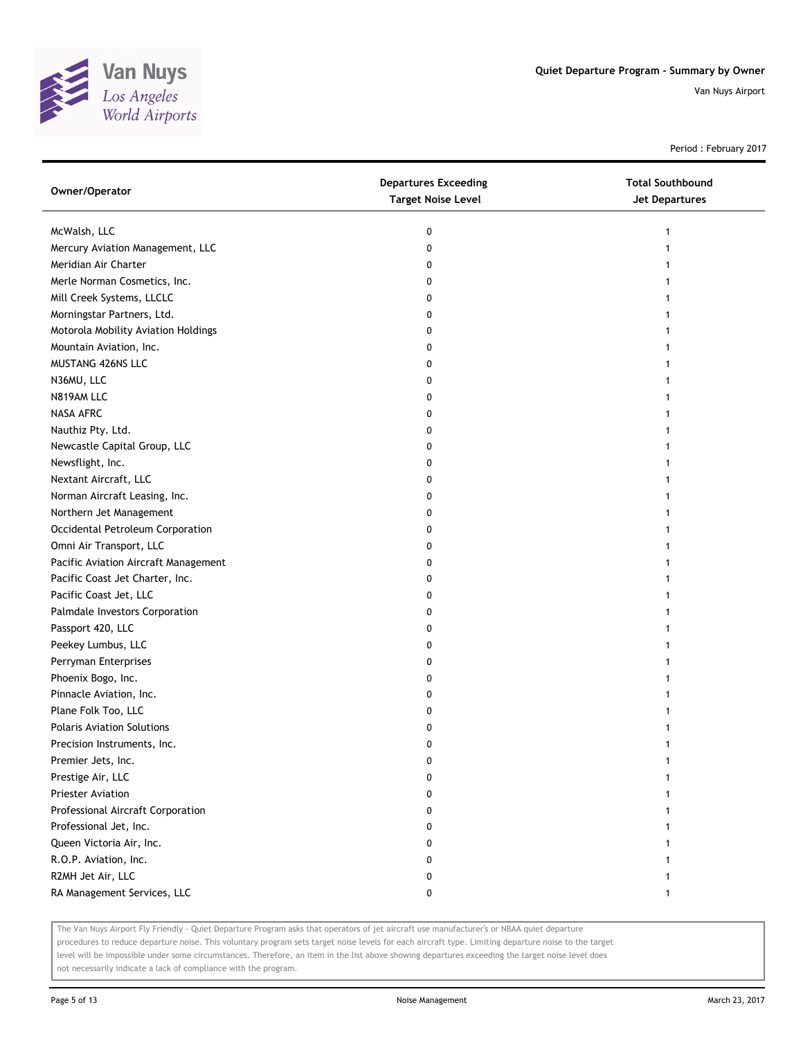Quiet Departure Program - Summary by Owner

Van Nuys Airport

Period : February 2017

| Owner/Operator | Departures Exceeding Target Noise Level | Total Southbound Jet Departures |
|---|---|---|
| McWalsh, LLC | 0 | 1 |
| Mercury Aviation Management, LLC | 0 | 1 |
| Meridian Air Charter | 0 | 1 |
| Merle Norman Cosmetics, Inc. | 0 | 1 |
| Mill Creek Systems, LLCLC | 0 | 1 |
| Morningstar Partners, Ltd. | 0 | 1 |
| Motorola Mobility Aviation Holdings | 0 | 1 |
| Mountain Aviation, Inc. | 0 | 1 |
| MUSTANG 426NS LLC | 0 | 1 |
| N36MU, LLC | 0 | 1 |
| N819AM LLC | 0 | 1 |
| NASA AFRC | 0 | 1 |
| Nauthiz Pty. Ltd. | 0 | 1 |
| Newcastle Capital Group, LLC | 0 | 1 |
| Newsflight, Inc. | 0 | 1 |
| Nextant Aircraft, LLC | 0 | 1 |
| Norman Aircraft Leasing, Inc. | 0 | 1 |
| Northern Jet Management | 0 | 1 |
| Occidental Petroleum Corporation | 0 | 1 |
| Omni Air Transport, LLC | 0 | 1 |
| Pacific Aviation Aircraft Management | 0 | 1 |
| Pacific Coast Jet Charter, Inc. | 0 | 1 |
| Pacific Coast Jet, LLC | 0 | 1 |
| Palmdale Investors Corporation | 0 | 1 |
| Passport 420, LLC | 0 | 1 |
| Peekey Lumbus, LLC | 0 | 1 |
| Perryman Enterprises | 0 | 1 |
| Phoenix Bogo, Inc. | 0 | 1 |
| Pinnacle Aviation, Inc. | 0 | 1 |
| Plane Folk Too, LLC | 0 | 1 |
| Polaris Aviation Solutions | 0 | 1 |
| Precision Instruments, Inc. | 0 | 1 |
| Premier Jets, Inc. | 0 | 1 |
| Prestige Air, LLC | 0 | 1 |
| Priester Aviation | 0 | 1 |
| Professional Aircraft Corporation | 0 | 1 |
| Professional Jet, Inc. | 0 | 1 |
| Queen Victoria Air, Inc. | 0 | 1 |
| R.O.P. Aviation, Inc. | 0 | 1 |
| R2MH Jet Air, LLC | 0 | 1 |
| RA Management Services, LLC | 0 | 1 |

The Van Nuys Airport Fly Friendly - Quiet Departure Program asks that operators of jet aircraft use manufacturer's or NBAA quiet departure procedures to reduce departure noise. This voluntary program sets target noise levels for each aircraft type. Limiting departure noise to the target level will be impossible under some circumstances. Therefore, an item in the list above showing departures exceeding the target noise level does not necessarily indicate a lack of compliance with the program.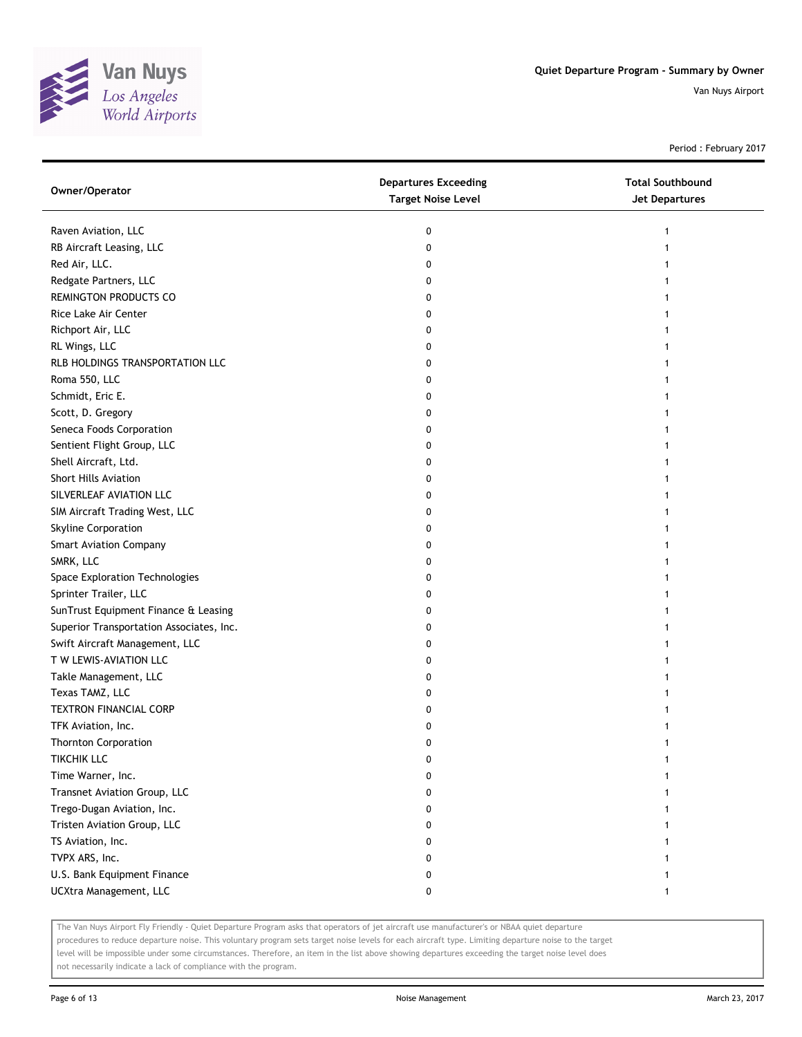# Quiet Departure Program - Summary by Owner

Van Nuys Airport

Period : February 2017

| Owner/Operator | Departures Exceeding Target Noise Level | Total Southbound Jet Departures |
|---|---|---|
| Raven Aviation, LLC | 0 | 1 |
| RB Aircraft Leasing, LLC | 0 | 1 |
| Red Air, LLC. | 0 | 1 |
| Redgate Partners, LLC | 0 | 1 |
| REMINGTON PRODUCTS CO | 0 | 1 |
| Rice Lake Air Center | 0 | 1 |
| Richport Air, LLC | 0 | 1 |
| RL Wings, LLC | 0 | 1 |
| RLB HOLDINGS TRANSPORTATION LLC | 0 | 1 |
| Roma 550, LLC | 0 | 1 |
| Schmidt, Eric E. | 0 | 1 |
| Scott, D. Gregory | 0 | 1 |
| Seneca Foods Corporation | 0 | 1 |
| Sentient Flight Group, LLC | 0 | 1 |
| Shell Aircraft, Ltd. | 0 | 1 |
| Short Hills Aviation | 0 | 1 |
| SILVERLEAF AVIATION LLC | 0 | 1 |
| SIM Aircraft Trading West, LLC | 0 | 1 |
| Skyline Corporation | 0 | 1 |
| Smart Aviation Company | 0 | 1 |
| SMRK, LLC | 0 | 1 |
| Space Exploration Technologies | 0 | 1 |
| Sprinter Trailer, LLC | 0 | 1 |
| SunTrust Equipment Finance & Leasing | 0 | 1 |
| Superior Transportation Associates, Inc. | 0 | 1 |
| Swift Aircraft Management, LLC | 0 | 1 |
| T W LEWIS-AVIATION LLC | 0 | 1 |
| Takle Management, LLC | 0 | 1 |
| Texas TAMZ, LLC | 0 | 1 |
| TEXTRON FINANCIAL CORP | 0 | 1 |
| TFK Aviation, Inc. | 0 | 1 |
| Thornton Corporation | 0 | 1 |
| TIKCHIK LLC | 0 | 1 |
| Time Warner, Inc. | 0 | 1 |
| Transnet Aviation Group, LLC | 0 | 1 |
| Trego-Dugan Aviation, Inc. | 0 | 1 |
| Tristen Aviation Group, LLC | 0 | 1 |
| TS Aviation, Inc. | 0 | 1 |
| TVPX ARS, Inc. | 0 | 1 |
| U.S. Bank Equipment Finance | 0 | 1 |
| UCXtra Management, LLC | 0 | 1 |

The Van Nuys Airport Fly Friendly - Quiet Departure Program asks that operators of jet aircraft use manufacturer's or NBAA quiet departure procedures to reduce departure noise. This voluntary program sets target noise levels for each aircraft type. Limiting departure noise to the target level will be impossible under some circumstances. Therefore, an item in the list above showing departures exceeding the target noise level does not necessarily indicate a lack of compliance with the program.

Noise Management

March 23, 2017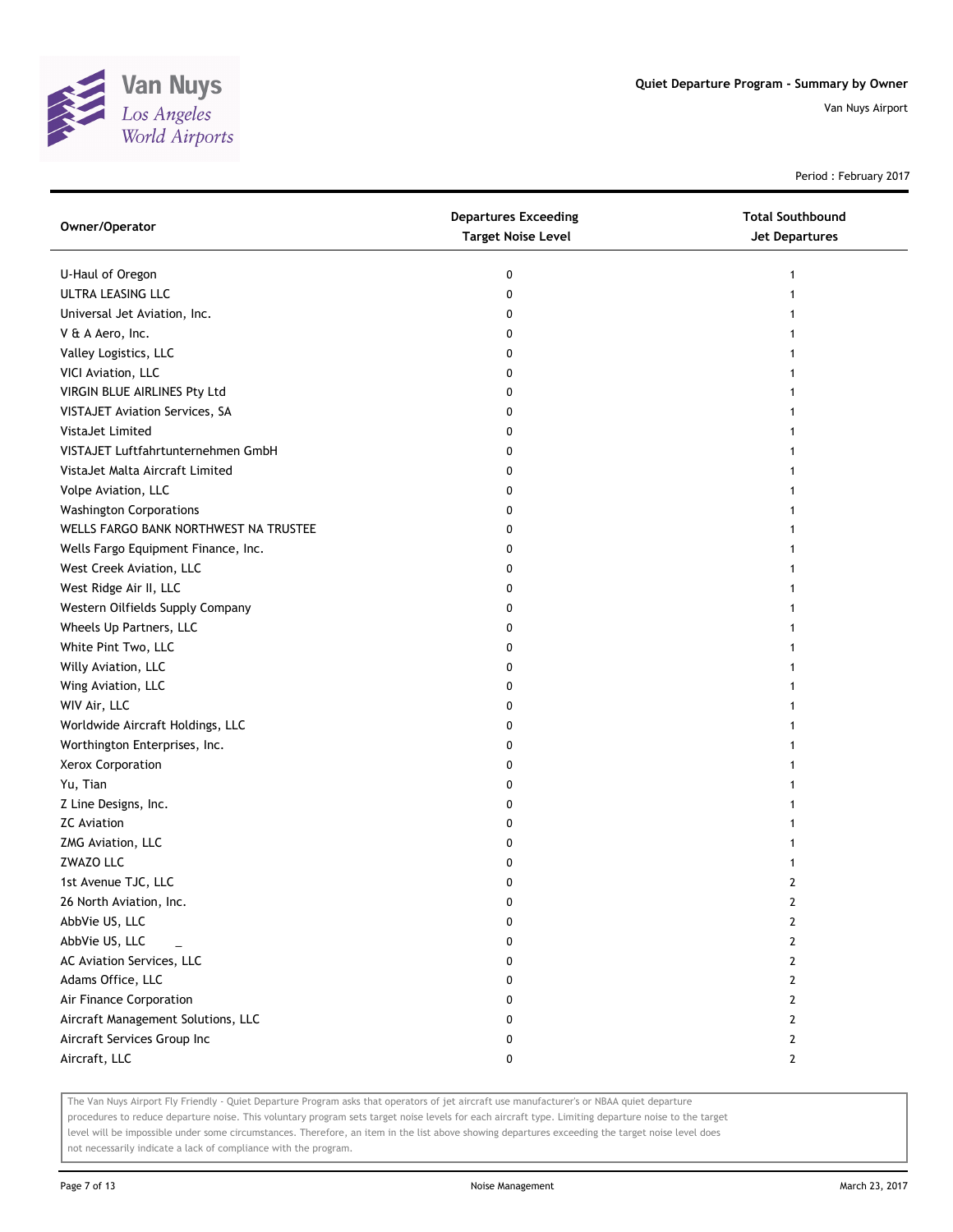# Quiet Departure Program - Summary by Owner

Van Nuys Airport

Period : February 2017

| Owner/Operator | Departures Exceeding Target Noise Level | Total Southbound Jet Departures |
|---|---|---|
| U-Haul of Oregon | 0 | 1 |
| ULTRA LEASING LLC | 0 | 1 |
| Universal Jet Aviation, Inc. | 0 | 1 |
| V & A Aero, Inc. | 0 | 1 |
| Valley Logistics, LLC | 0 | 1 |
| VICI Aviation, LLC | 0 | 1 |
| VIRGIN BLUE AIRLINES Pty Ltd | 0 | 1 |
| VISTAJET Aviation Services, SA | 0 | 1 |
| VistaJet Limited | 0 | 1 |
| VISTAJET Luftfahrtunternehmen GmbH | 0 | 1 |
| VistaJet Malta Aircraft Limited | 0 | 1 |
| Volpe Aviation, LLC | 0 | 1 |
| Washington Corporations | 0 | 1 |
| WELLS FARGO BANK NORTHWEST NA TRUSTEE | 0 | 1 |
| Wells Fargo Equipment Finance, Inc. | 0 | 1 |
| West Creek Aviation, LLC | 0 | 1 |
| West Ridge Air II, LLC | 0 | 1 |
| Western Oilfields Supply Company | 0 | 1 |
| Wheels Up Partners, LLC | 0 | 1 |
| White Pint Two, LLC | 0 | 1 |
| Willy Aviation, LLC | 0 | 1 |
| Wing Aviation, LLC | 0 | 1 |
| WIV Air, LLC | 0 | 1 |
| Worldwide Aircraft Holdings, LLC | 0 | 1 |
| Worthington Enterprises, Inc. | 0 | 1 |
| Xerox Corporation | 0 | 1 |
| Yu, Tian | 0 | 1 |
| Z Line Designs, Inc. | 0 | 1 |
| ZC Aviation | 0 | 1 |
| ZMG Aviation, LLC | 0 | 1 |
| ZWAZO LLC | 0 | 1 |
| 1st Avenue TJC, LLC | 0 | 2 |
| 26 North Aviation, Inc. | 0 | 2 |
| AbbVie US, LLC | 0 | 2 |
| AbbVie US, LLC _ | 0 | 2 |
| AC Aviation Services, LLC | 0 | 2 |
| Adams Office, LLC | 0 | 2 |
| Air Finance Corporation | 0 | 2 |
| Aircraft Management Solutions, LLC | 0 | 2 |
| Aircraft Services Group Inc | 0 | 2 |
| Aircraft, LLC | 0 | 2 |

The Van Nuys Airport Fly Friendly - Quiet Departure Program asks that operators of jet aircraft use manufacturer's or NBAA quiet departure procedures to reduce departure noise. This voluntary program sets target noise levels for each aircraft type. Limiting departure noise to the target level will be impossible under some circumstances. Therefore, an item in the list above showing departures exceeding the target noise level does not necessarily indicate a lack of compliance with the program.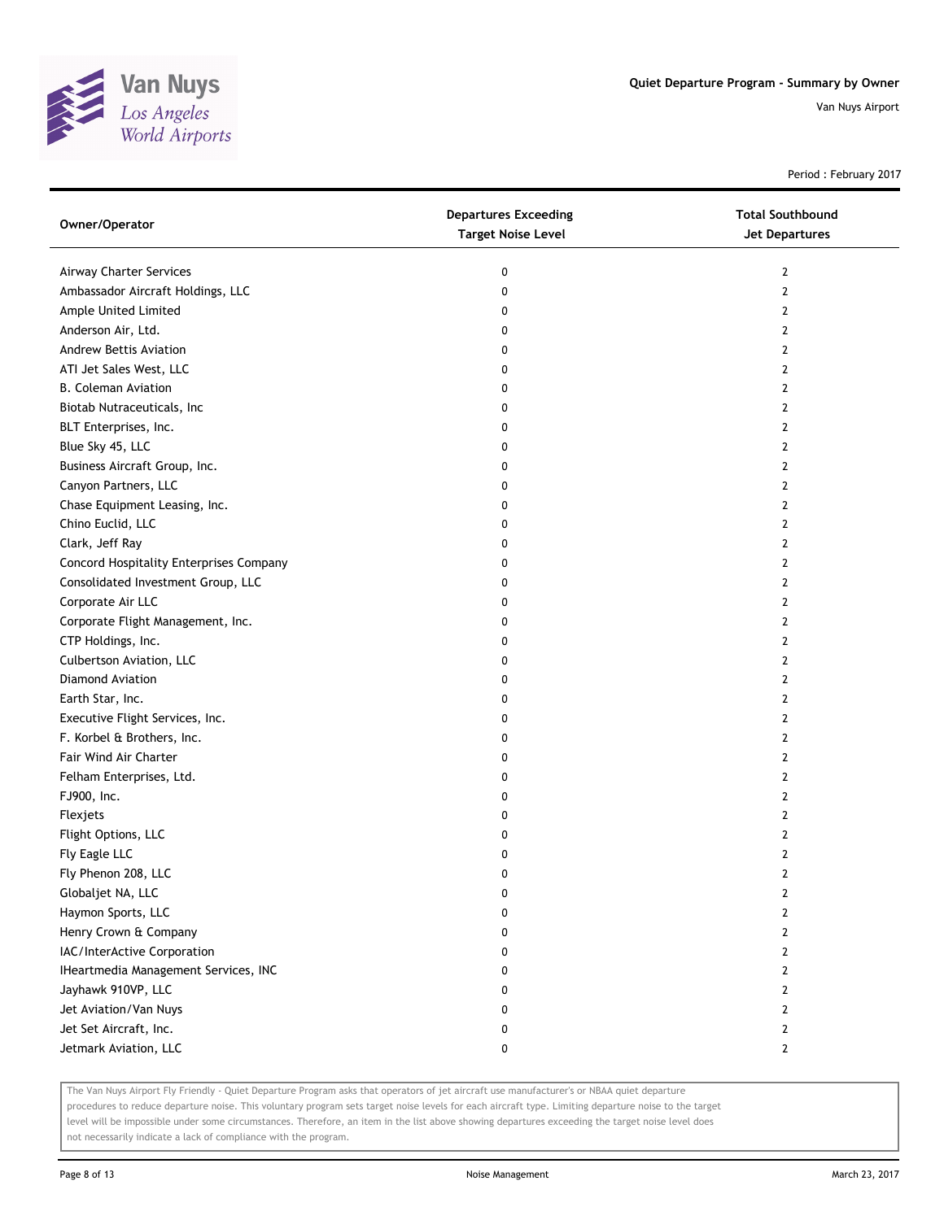Quiet Departure Program - Summary by Owner

Van Nuys Airport

Period : February 2017

| Owner/Operator | Departures Exceeding Target Noise Level | Total Southbound Jet Departures |
|---|---|---|
| Airway Charter Services | 0 | 2 |
| Ambassador Aircraft Holdings, LLC | 0 | 2 |
| Ample United Limited | 0 | 2 |
| Anderson Air, Ltd. | 0 | 2 |
| Andrew Bettis Aviation | 0 | 2 |
| ATI Jet Sales West, LLC | 0 | 2 |
| B. Coleman Aviation | 0 | 2 |
| Biotab Nutraceuticals, Inc | 0 | 2 |
| BLT Enterprises, Inc. | 0 | 2 |
| Blue Sky 45, LLC | 0 | 2 |
| Business Aircraft Group, Inc. | 0 | 2 |
| Canyon Partners, LLC | 0 | 2 |
| Chase Equipment Leasing, Inc. | 0 | 2 |
| Chino Euclid, LLC | 0 | 2 |
| Clark, Jeff Ray | 0 | 2 |
| Concord Hospitality Enterprises Company | 0 | 2 |
| Consolidated Investment Group, LLC | 0 | 2 |
| Corporate Air LLC | 0 | 2 |
| Corporate Flight Management, Inc. | 0 | 2 |
| CTP Holdings, Inc. | 0 | 2 |
| Culbertson Aviation, LLC | 0 | 2 |
| Diamond Aviation | 0 | 2 |
| Earth Star, Inc. | 0 | 2 |
| Executive Flight Services, Inc. | 0 | 2 |
| F. Korbel & Brothers, Inc. | 0 | 2 |
| Fair Wind Air Charter | 0 | 2 |
| Felham Enterprises, Ltd. | 0 | 2 |
| FJ900, Inc. | 0 | 2 |
| Flexjets | 0 | 2 |
| Flight Options, LLC | 0 | 2 |
| Fly Eagle LLC | 0 | 2 |
| Fly Phenon 208, LLC | 0 | 2 |
| Globaljet NA, LLC | 0 | 2 |
| Haymon Sports, LLC | 0 | 2 |
| Henry Crown & Company | 0 | 2 |
| IAC/InterActive Corporation | 0 | 2 |
| IHeartmedia Management Services, INC | 0 | 2 |
| Jayhawk 910VP, LLC | 0 | 2 |
| Jet Aviation/Van Nuys | 0 | 2 |
| Jet Set Aircraft, Inc. | 0 | 2 |
| Jetmark Aviation, LLC | 0 | 2 |

The Van Nuys Airport Fly Friendly - Quiet Departure Program asks that operators of jet aircraft use manufacturer's or NBAA quiet departure procedures to reduce departure noise. This voluntary program sets target noise levels for each aircraft type. Limiting departure noise to the target level will be impossible under some circumstances. Therefore, an item in the list above showing departures exceeding the target noise level does not necessarily indicate a lack of compliance with the program.

Noise Management

March 23, 2017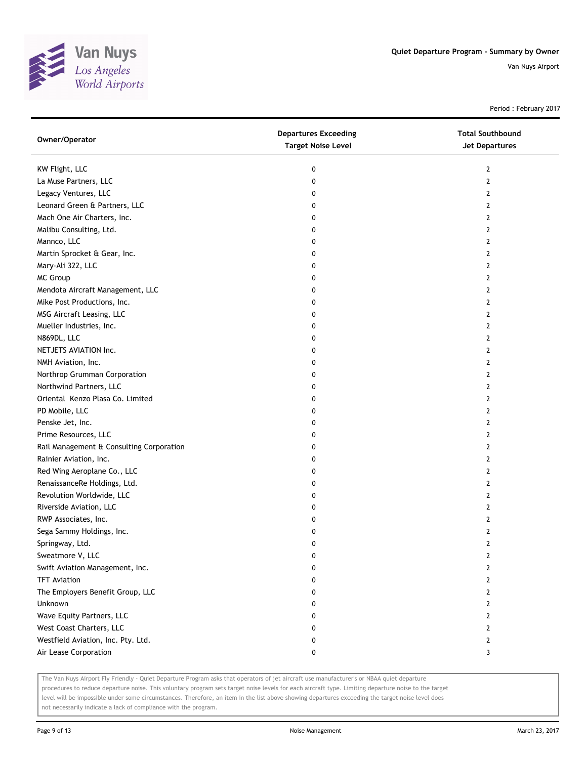Period : February 2017

| Owner/Operator | Departures Exceeding Target Noise Level | Total Southbound Jet Departures |
|---|---|---|
| KW Flight, LLC | 0 | 2 |
| La Muse Partners, LLC | 0 | 2 |
| Legacy Ventures, LLC | 0 | 2 |
| Leonard Green & Partners, LLC | 0 | 2 |
| Mach One Air Charters, Inc. | 0 | 2 |
| Malibu Consulting, Ltd. | 0 | 2 |
| Mannco, LLC | 0 | 2 |
| Martin Sprocket & Gear, Inc. | 0 | 2 |
| Mary-Ali 322, LLC | 0 | 2 |
| MC Group | 0 | 2 |
| Mendota Aircraft Management, LLC | 0 | 2 |
| Mike Post Productions, Inc. | 0 | 2 |
| MSG Aircraft Leasing, LLC | 0 | 2 |
| Mueller Industries, Inc. | 0 | 2 |
| N869DL, LLC | 0 | 2 |
| NETJETS AVIATION Inc. | 0 | 2 |
| NMH Aviation, Inc. | 0 | 2 |
| Northrop Grumman Corporation | 0 | 2 |
| Northwind Partners, LLC | 0 | 2 |
| Oriental Kenzo Plasa Co. Limited | 0 | 2 |
| PD Mobile, LLC | 0 | 2 |
| Penske Jet, Inc. | 0 | 2 |
| Prime Resources, LLC | 0 | 2 |
| Rail Management & Consulting Corporation | 0 | 2 |
| Rainier Aviation, Inc. | 0 | 2 |
| Red Wing Aeroplane Co., LLC | 0 | 2 |
| RenaissanceRe Holdings, Ltd. | 0 | 2 |
| Revolution Worldwide, LLC | 0 | 2 |
| Riverside Aviation, LLC | 0 | 2 |
| RWP Associates, Inc. | 0 | 2 |
| Sega Sammy Holdings, Inc. | 0 | 2 |
| Springway, Ltd. | 0 | 2 |
| Sweatmore V, LLC | 0 | 2 |
| Swift Aviation Management, Inc. | 0 | 2 |
| TFT Aviation | 0 | 2 |
| The Employers Benefit Group, LLC | 0 | 2 |
| Unknown | 0 | 2 |
| Wave Equity Partners, LLC | 0 | 2 |
| West Coast Charters, LLC | 0 | 2 |
| Westfield Aviation, Inc. Pty. Ltd. | 0 | 2 |
| Air Lease Corporation | 0 | 3 |

The Van Nuys Airport Fly Friendly - Quiet Departure Program asks that operators of jet aircraft use manufacturer's or NBAA quiet departure procedures to reduce departure noise. This voluntary program sets target noise levels for each aircraft type. Limiting departure noise to the target level will be impossible under some circumstances. Therefore, an item in the list above showing departures exceeding the target noise level does not necessarily indicate a lack of compliance with the program.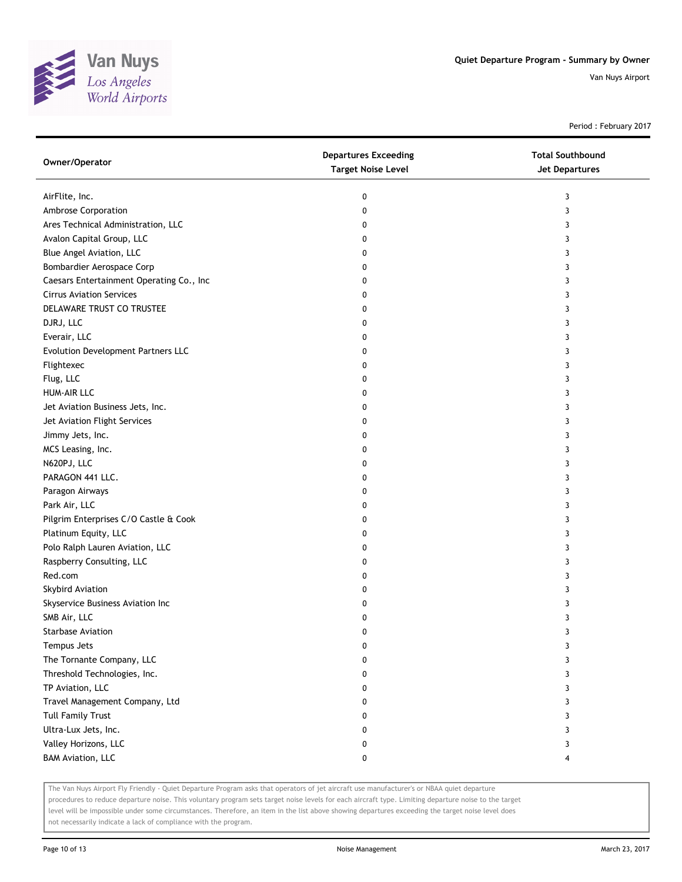# Quiet Departure Program - Summary by Owner

Van Nuys Airport

Period : February 2017

| Owner/Operator | Departures Exceeding Target Noise Level | Total Southbound Jet Departures |
|---|---|---|
| AirFlite, Inc. | 0 | 3 |
| Ambrose Corporation | 0 | 3 |
| Ares Technical Administration, LLC | 0 | 3 |
| Avalon Capital Group, LLC | 0 | 3 |
| Blue Angel Aviation, LLC | 0 | 3 |
| Bombardier Aerospace Corp | 0 | 3 |
| Caesars Entertainment Operating Co., Inc | 0 | 3 |
| Cirrus Aviation Services | 0 | 3 |
| DELAWARE TRUST CO TRUSTEE | 0 | 3 |
| DJRJ, LLC | 0 | 3 |
| Everair, LLC | 0 | 3 |
| Evolution Development Partners LLC | 0 | 3 |
| Flightexec | 0 | 3 |
| Flug, LLC | 0 | 3 |
| HUM-AIR LLC | 0 | 3 |
| Jet Aviation Business Jets, Inc. | 0 | 3 |
| Jet Aviation Flight Services | 0 | 3 |
| Jimmy Jets, Inc. | 0 | 3 |
| MCS Leasing, Inc. | 0 | 3 |
| N620PJ, LLC | 0 | 3 |
| PARAGON 441 LLC. | 0 | 3 |
| Paragon Airways | 0 | 3 |
| Park Air, LLC | 0 | 3 |
| Pilgrim Enterprises C/O Castle & Cook | 0 | 3 |
| Platinum Equity, LLC | 0 | 3 |
| Polo Ralph Lauren Aviation, LLC | 0 | 3 |
| Raspberry Consulting, LLC | 0 | 3 |
| Red.com | 0 | 3 |
| Skybird Aviation | 0 | 3 |
| Skyservice Business Aviation Inc | 0 | 3 |
| SMB Air, LLC | 0 | 3 |
| Starbase Aviation | 0 | 3 |
| Tempus Jets | 0 | 3 |
| The Tornante Company, LLC | 0 | 3 |
| Threshold Technologies, Inc. | 0 | 3 |
| TP Aviation, LLC | 0 | 3 |
| Travel Management Company, Ltd | 0 | 3 |
| Tull Family Trust | 0 | 3 |
| Ultra-Lux Jets, Inc. | 0 | 3 |
| Valley Horizons, LLC | 0 | 3 |
| BAM Aviation, LLC | 0 | 4 |

The Van Nuys Airport Fly Friendly - Quiet Departure Program asks that operators of jet aircraft use manufacturer's or NBAA quiet departure procedures to reduce departure noise. This voluntary program sets target noise levels for each aircraft type. Limiting departure noise to the target level will be impossible under some circumstances. Therefore, an item in the list above showing departures exceeding the target noise level does not necessarily indicate a lack of compliance with the program.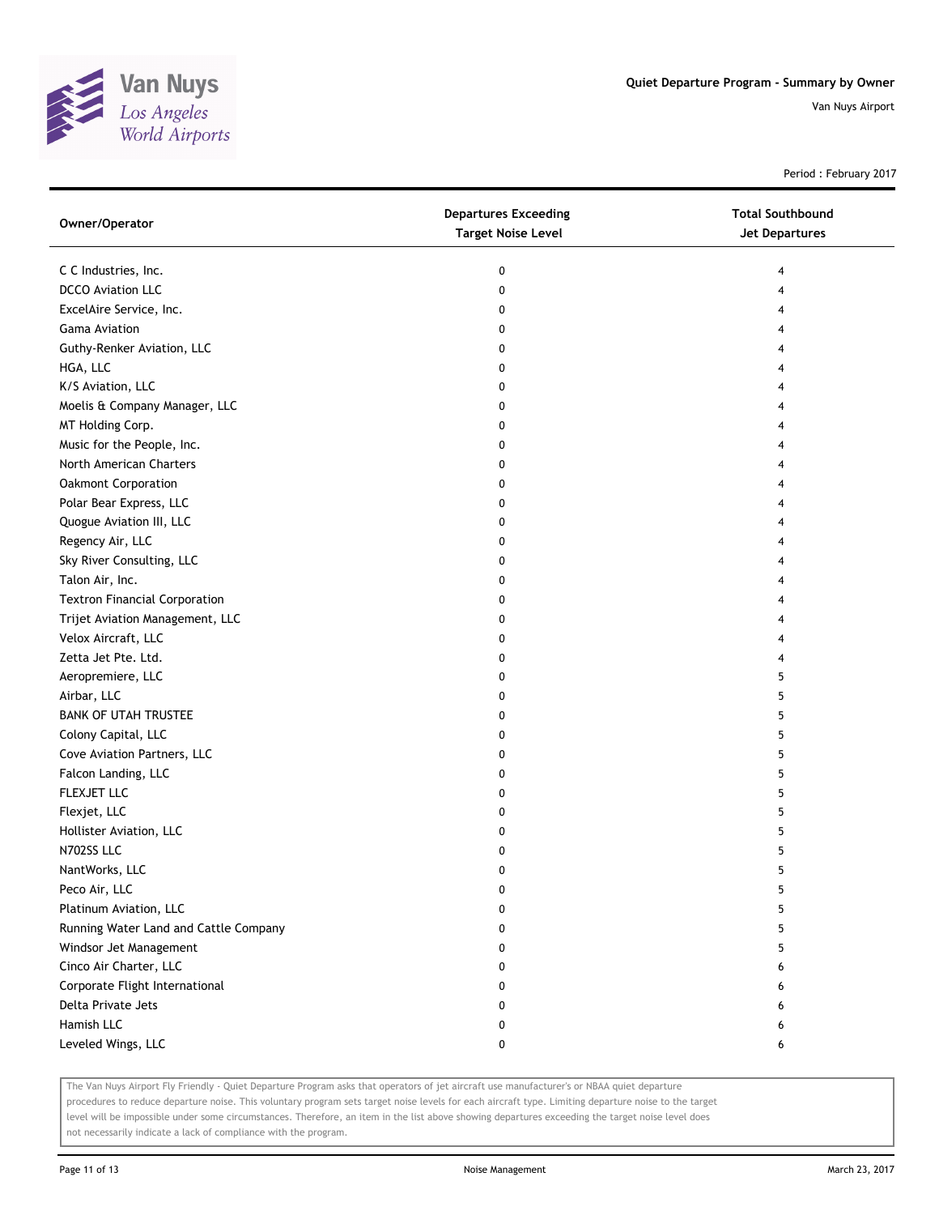Quiet Departure Program - Summary by Owner

Van Nuys Airport

Period : February 2017

| Owner/Operator | Departures Exceeding Target Noise Level | Total Southbound Jet Departures |
|---|---|---|
| C C Industries, Inc. | 0 | 4 |
| DCCO Aviation LLC | 0 | 4 |
| ExcelAire Service, Inc. | 0 | 4 |
| Gama Aviation | 0 | 4 |
| Guthy-Renker Aviation, LLC | 0 | 4 |
| HGA, LLC | 0 | 4 |
| K/S Aviation, LLC | 0 | 4 |
| Moelis & Company Manager, LLC | 0 | 4 |
| MT Holding Corp. | 0 | 4 |
| Music for the People, Inc. | 0 | 4 |
| North American Charters | 0 | 4 |
| Oakmont Corporation | 0 | 4 |
| Polar Bear Express, LLC | 0 | 4 |
| Quogue Aviation III, LLC | 0 | 4 |
| Regency Air, LLC | 0 | 4 |
| Sky River Consulting, LLC | 0 | 4 |
| Talon Air, Inc. | 0 | 4 |
| Textron Financial Corporation | 0 | 4 |
| Trijet Aviation Management, LLC | 0 | 4 |
| Velox Aircraft, LLC | 0 | 4 |
| Zetta Jet Pte. Ltd. | 0 | 4 |
| Aeropremiere, LLC | 0 | 5 |
| Airbar, LLC | 0 | 5 |
| BANK OF UTAH TRUSTEE | 0 | 5 |
| Colony Capital, LLC | 0 | 5 |
| Cove Aviation Partners, LLC | 0 | 5 |
| Falcon Landing, LLC | 0 | 5 |
| FLEXJET LLC | 0 | 5 |
| Flexjet, LLC | 0 | 5 |
| Hollister Aviation, LLC | 0 | 5 |
| N702SS LLC | 0 | 5 |
| NantWorks, LLC | 0 | 5 |
| Peco Air, LLC | 0 | 5 |
| Platinum Aviation, LLC | 0 | 5 |
| Running Water Land and Cattle Company | 0 | 5 |
| Windsor Jet Management | 0 | 5 |
| Cinco Air Charter, LLC | 0 | 6 |
| Corporate Flight International | 0 | 6 |
| Delta Private Jets | 0 | 6 |
| Hamish LLC | 0 | 6 |
| Leveled Wings, LLC | 0 | 6 |

The Van Nuys Airport Fly Friendly - Quiet Departure Program asks that operators of jet aircraft use manufacturer's or NBAA quiet departure procedures to reduce departure noise. This voluntary program sets target noise levels for each aircraft type. Limiting departure noise to the target level will be impossible under some circumstances. Therefore, an item in the list above showing departures exceeding the target noise level does not necessarily indicate a lack of compliance with the program.

Noise Management

March 23, 2017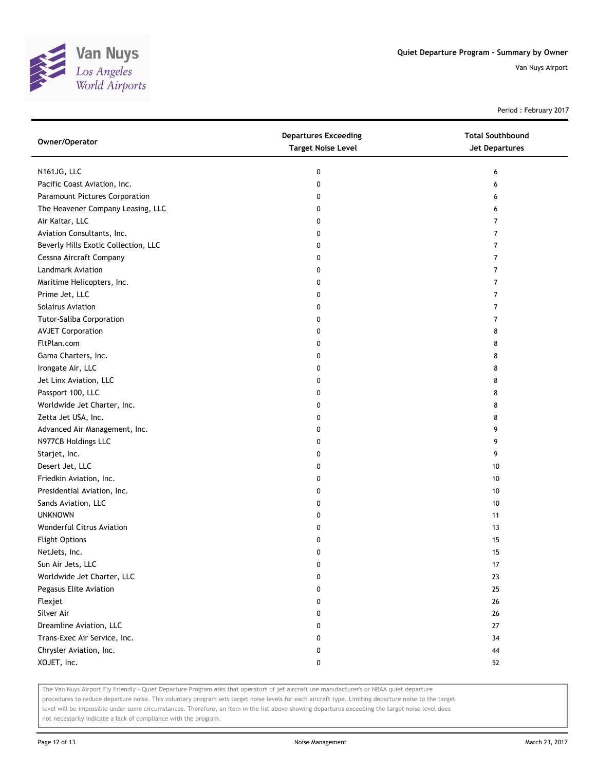| Owner/Operator | Departures Exceeding Target Noise Level | Total Southbound Jet Departures |
|---|---|---|
| N161JG, LLC | 0 | 6 |
| Pacific Coast Aviation, Inc. | 0 | 6 |
| Paramount Pictures Corporation | 0 | 6 |
| The Heavener Company Leasing, LLC | 0 | 6 |
| Air Kaitar, LLC | 0 | 7 |
| Aviation Consultants, Inc. | 0 | 7 |
| Beverly Hills Exotic Collection, LLC | 0 | 7 |
| Cessna Aircraft Company | 0 | 7 |
| Landmark Aviation | 0 | 7 |
| Maritime Helicopters, Inc. | 0 | 7 |
| Prime Jet, LLC | 0 | 7 |
| Solairus Aviation | 0 | 7 |
| Tutor-Saliba Corporation | 0 | 7 |
| AVJET Corporation | 0 | 8 |
| FltPlan.com | 0 | 8 |
| Gama Charters, Inc. | 0 | 8 |
| Irongate Air, LLC | 0 | 8 |
| Jet Linx Aviation, LLC | 0 | 8 |
| Passport 100, LLC | 0 | 8 |
| Worldwide Jet Charter, Inc. | 0 | 8 |
| Zetta Jet USA, Inc. | 0 | 8 |
| Advanced Air Management, Inc. | 0 | 9 |
| N977CB Holdings LLC | 0 | 9 |
| Starjet, Inc. | 0 | 9 |
| Desert Jet, LLC | 0 | 10 |
| Friedkin Aviation, Inc. | 0 | 10 |
| Presidential Aviation, Inc. | 0 | 10 |
| Sands Aviation, LLC | 0 | 10 |
| UNKNOWN | 0 | 11 |
| Wonderful Citrus Aviation | 0 | 13 |
| Flight Options | 0 | 15 |
| NetJets, Inc. | 0 | 15 |
| Sun Air Jets, LLC | 0 | 17 |
| Worldwide Jet Charter, LLC | 0 | 23 |
| Pegasus Elite Aviation | 0 | 25 |
| Flexjet | 0 | 26 |
| Silver Air | 0 | 26 |
| Dreamline Aviation, LLC | 0 | 27 |
| Trans-Exec Air Service, Inc. | 0 | 34 |
| Chrysler Aviation, Inc. | 0 | 44 |
| XOJET, Inc. | 0 | 52 |

The Van Nuys Airport Fly Friendly - Quiet Departure Program asks that operators of jet aircraft use manufacturer's or NBAA quiet departure procedures to reduce departure noise. This voluntary program sets target noise levels for each aircraft type. Limiting departure noise to the target level will be impossible under some circumstances. Therefore, an item in the list above showing departures exceeding the target noise level does not necessarily indicate a lack of compliance with the program.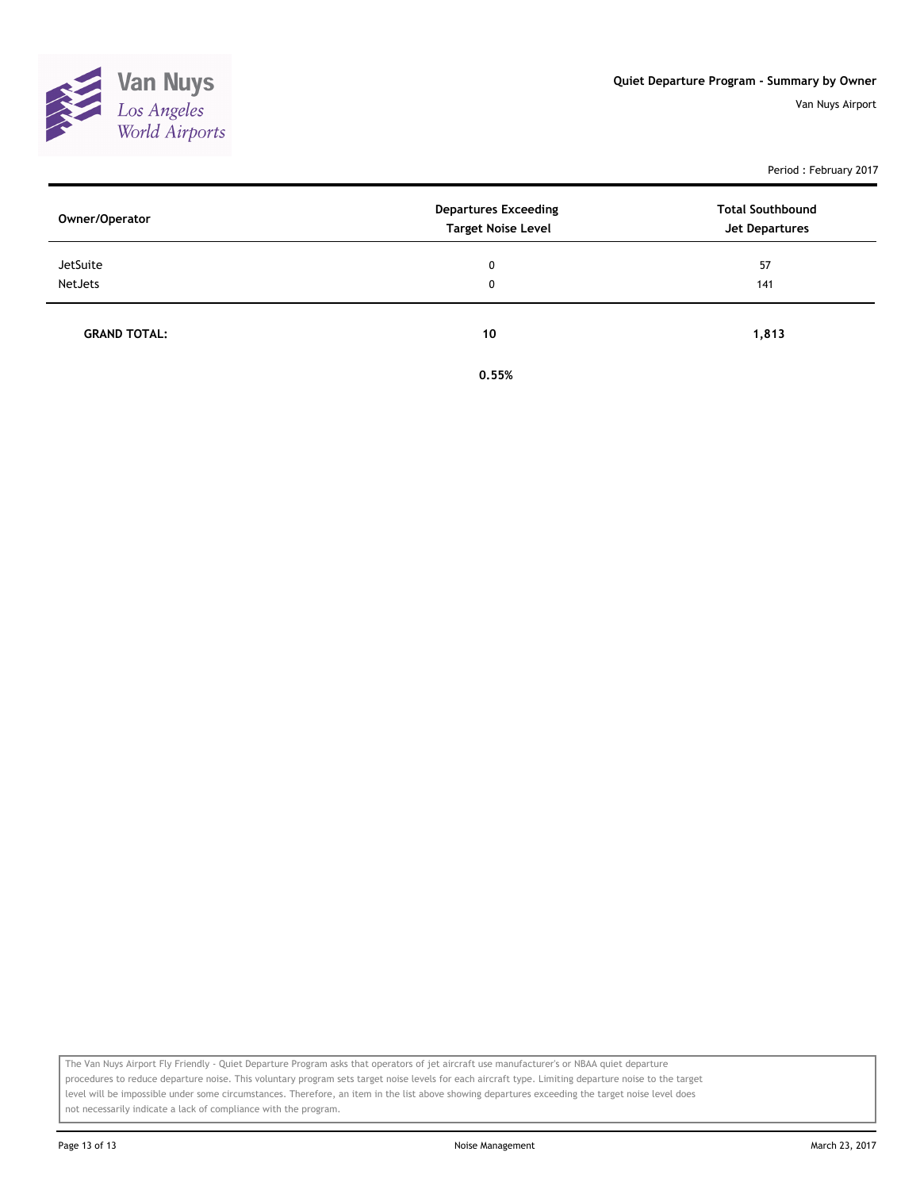**Quiet Departure Program - Summary by Owner**

Van Nuys Airport

Period : February 2017

| Owner/Operator | Departures Exceeding Target Noise Level | Total Southbound Jet Departures |
|---|---|---|
| JetSuite | 0 | 57 |
| NetJets | 0 | 141 |
| **GRAND TOTAL:** | **10** | **1,813** |
| | **0.55%** | |

The Van Nuys Airport Fly Friendly - Quiet Departure Program asks that operators of jet aircraft use manufacturer's or NBAA quiet departure procedures to reduce departure noise. This voluntary program sets target noise levels for each aircraft type. Limiting departure noise to the target level will be impossible under some circumstances. Therefore, an item in the list above showing departures exceeding the target noise level does not necessarily indicate a lack of compliance with the program.